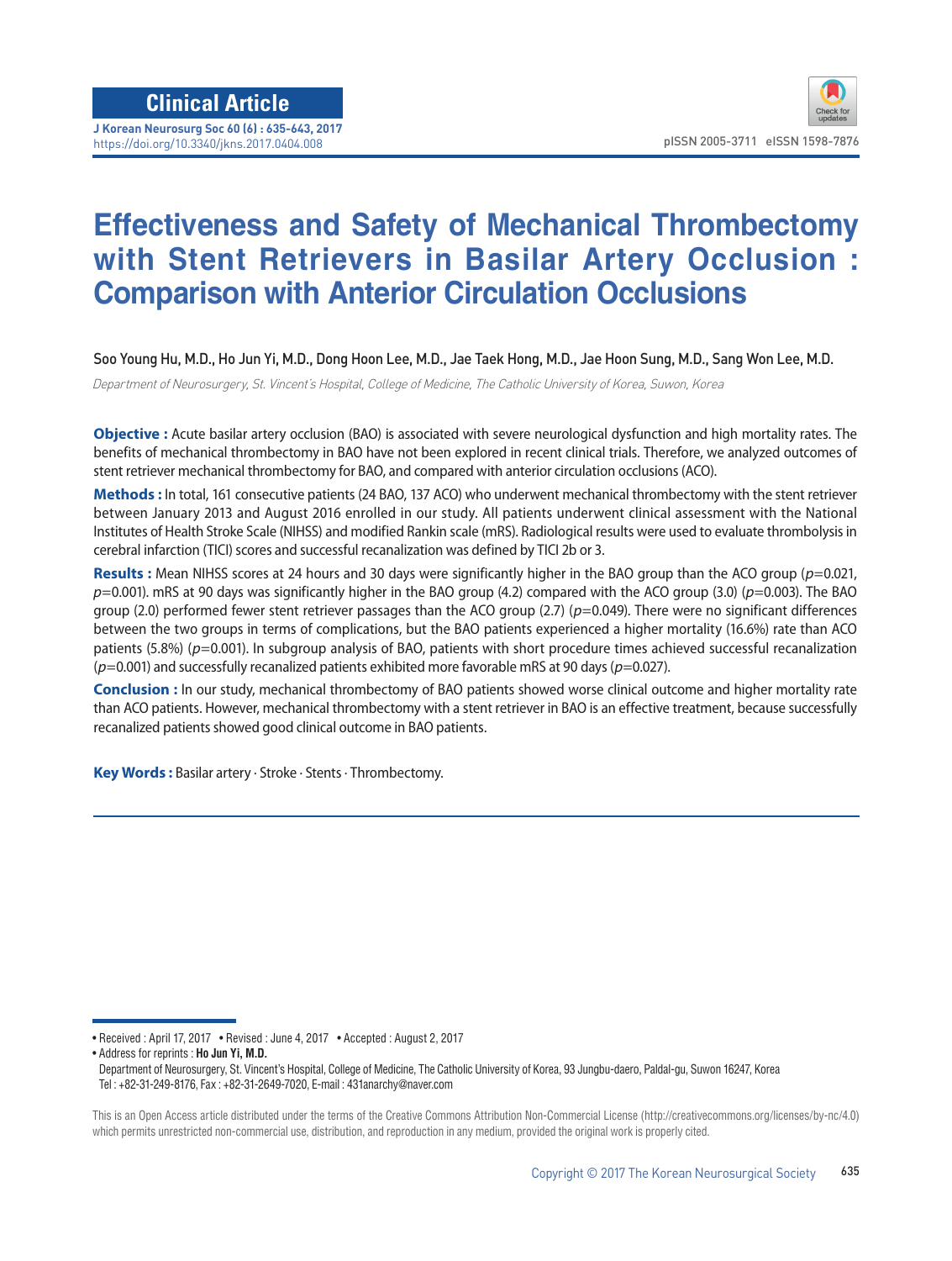Clinical Article

# Effectiveness and Safety of Mechanical Thrombectomy with Stent Retrievers in Basilar Artery Occlusion : Comparison with Anterior Circulation Occlusions

Soo Young Hu, M.D., Ho Jun Yi, M.D., Dong Hoon Lee, M.D., Jae Taek Hong, M.D., Jae Hoon Sung, M.D., Sang Won Lee, M.D.

*Department of Neurosurgery, St. Vincent's Hospital, College of Medicine, The Catholic University of Korea, Suwon, Korea*

**Objective :** Acute basilar artery occlusion (BAO) is associated with severe neurological dysfunction and high mortality rates. The benefits of mechanical thrombectomy in BAO have not been explored in recent clinical trials. Therefore, we analyzed outcomes of stent retriever mechanical thrombectomy for BAO, and compared with anterior circulation occlusions (ACO).

**Methods :** In total, 161 consecutive patients (24 BAO, 137 ACO) who underwent mechanical thrombectomy with the stent retriever between January 2013 and August 2016 enrolled in our study. All patients underwent clinical assessment with the National Institutes of Health Stroke Scale (NIHSS) and modified Rankin scale (mRS). Radiological results were used to evaluate thrombolysis in cerebral infarction (TICI) scores and successful recanalization was defined by TICI 2b or 3.

**Results :** Mean NIHSS scores at 24 hours and 30 days were significantly higher in the BAO group than the ACO group ($p$=0.021, $p$=0.001). mRS at 90 days was significantly higher in the BAO group (4.2) compared with the ACO group (3.0) ($p$=0.003). The BAO group (2.0) performed fewer stent retriever passages than the ACO group (2.7) ($p$=0.049). There were no significant differences between the two groups in terms of complications, but the BAO patients experienced a higher mortality (16.6%) rate than ACO patients (5.8%) ($p$=0.001). In subgroup analysis of BAO, patients with short procedure times achieved successful recanalization ($p$=0.001) and successfully recanalized patients exhibited more favorable mRS at 90 days ($p$=0.027).

**Conclusion :** In our study, mechanical thrombectomy of BAO patients showed worse clinical outcome and higher mortality rate than ACO patients. However, mechanical thrombectomy with a stent retriever in BAO is an effective treatment, because successfully recanalized patients showed good clinical outcome in BAO patients.

**Key Words :** Basilar artery · Stroke · Stents · Thrombectomy.

---

• Received : April 17, 2017 • Revised : June 4, 2017 • Accepted : August 2, 2017

• Address for reprints : **Ho Jun Yi, M.D.**
Department of Neurosurgery, St. Vincent's Hospital, College of Medicine, The Catholic University of Korea, 93 Jungbu-daero, Paldal-gu, Suwon 16247, Korea
Tel : +82-31-249-8176, Fax : +82-31-2649-7020, E-mail : 431anarchy@naver.com

This is an Open Access article distributed under the terms of the Creative Commons Attribution Non-Commercial License (http://creativecommons.org/licenses/by-nc/4.0) which permits unrestricted non-commercial use, distribution, and reproduction in any medium, provided the original work is properly cited.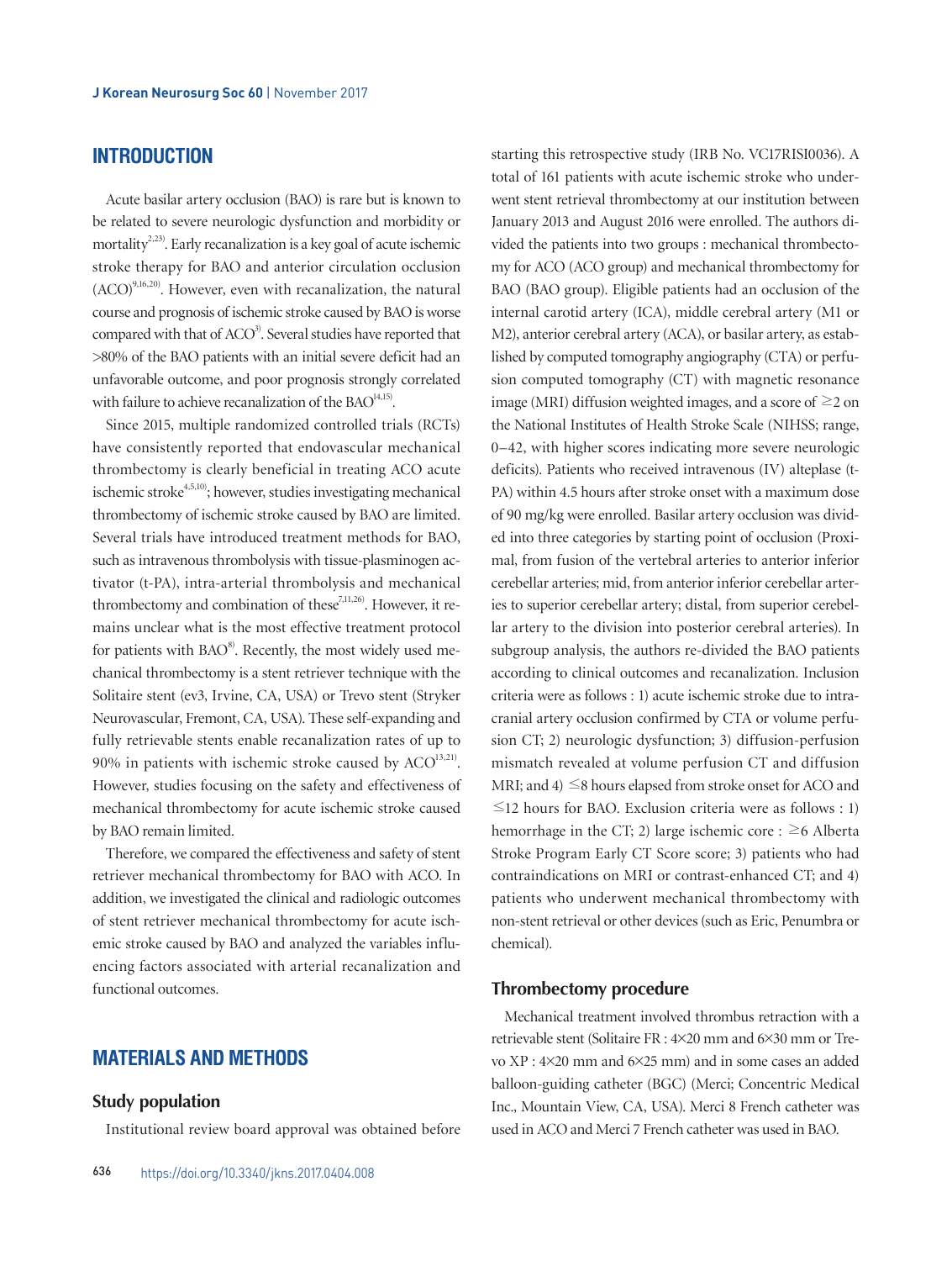## INTRODUCTION

Acute basilar artery occlusion (BAO) is rare but is known to be related to severe neurologic dysfunction and morbidity or mortality[2,23]. Early recanalization is a key goal of acute ischemic stroke therapy for BAO and anterior circulation occlusion (ACO)[9,16,20]. However, even with recanalization, the natural course and prognosis of ischemic stroke caused by BAO is worse compared with that of ACO[3]. Several studies have reported that >80% of the BAO patients with an initial severe deficit had an unfavorable outcome, and poor prognosis strongly correlated with failure to achieve recanalization of the BAO[14,15].

Since 2015, multiple randomized controlled trials (RCTs) have consistently reported that endovascular mechanical thrombectomy is clearly beneficial in treating ACO acute ischemic stroke[4,5,10]; however, studies investigating mechanical thrombectomy of ischemic stroke caused by BAO are limited. Several trials have introduced treatment methods for BAO, such as intravenous thrombolysis with tissue-plasminogen activator (t-PA), intra-arterial thrombolysis and mechanical thrombectomy and combination of these[7,11,26]. However, it remains unclear what is the most effective treatment protocol for patients with BAO[8]. Recently, the most widely used mechanical thrombectomy is a stent retriever technique with the Solitaire stent (ev3, Irvine, CA, USA) or Trevo stent (Stryker Neurovascular, Fremont, CA, USA). These self-expanding and fully retrievable stents enable recanalization rates of up to 90% in patients with ischemic stroke caused by ACO[13,21]. However, studies focusing on the safety and effectiveness of mechanical thrombectomy for acute ischemic stroke caused by BAO remain limited.

Therefore, we compared the effectiveness and safety of stent retriever mechanical thrombectomy for BAO with ACO. In addition, we investigated the clinical and radiologic outcomes of stent retriever mechanical thrombectomy for acute ischemic stroke caused by BAO and analyzed the variables influencing factors associated with arterial recanalization and functional outcomes.

## MATERIALS AND METHODS

### Study population

Institutional review board approval was obtained before starting this retrospective study (IRB No. VC17RISI0036). A total of 161 patients with acute ischemic stroke who underwent stent retrieval thrombectomy at our institution between January 2013 and August 2016 were enrolled. The authors divided the patients into two groups : mechanical thrombectomy for ACO (ACO group) and mechanical thrombectomy for BAO (BAO group). Eligible patients had an occlusion of the internal carotid artery (ICA), middle cerebral artery (M1 or M2), anterior cerebral artery (ACA), or basilar artery, as established by computed tomography angiography (CTA) or perfusion computed tomography (CT) with magnetic resonance image (MRI) diffusion weighted images, and a score of ≥2 on the National Institutes of Health Stroke Scale (NIHSS; range, 0–42, with higher scores indicating more severe neurologic deficits). Patients who received intravenous (IV) alteplase (t-PA) within 4.5 hours after stroke onset with a maximum dose of 90 mg/kg were enrolled. Basilar artery occlusion was divided into three categories by starting point of occlusion (Proximal, from fusion of the vertebral arteries to anterior inferior cerebellar arteries; mid, from anterior inferior cerebellar arteries to superior cerebellar artery; distal, from superior cerebellar artery to the division into posterior cerebral arteries). In subgroup analysis, the authors re-divided the BAO patients according to clinical outcomes and recanalization. Inclusion criteria were as follows : 1) acute ischemic stroke due to intracranial artery occlusion confirmed by CTA or volume perfusion CT; 2) neurologic dysfunction; 3) diffusion-perfusion mismatch revealed at volume perfusion CT and diffusion MRI; and 4) ≤8 hours elapsed from stroke onset for ACO and ≤12 hours for BAO. Exclusion criteria were as follows : 1) hemorrhage in the CT; 2) large ischemic core : ≥6 Alberta Stroke Program Early CT Score score; 3) patients who had contraindications on MRI or contrast-enhanced CT; and 4) patients who underwent mechanical thrombectomy with non-stent retrieval or other devices (such as Eric, Penumbra or chemical).

### Thrombectomy procedure

Mechanical treatment involved thrombus retraction with a retrievable stent (Solitaire FR : 4×20 mm and 6×30 mm or Trevo XP : 4×20 mm and 6×25 mm) and in some cases an added balloon-guiding catheter (BGC) (Merci; Concentric Medical Inc., Mountain View, CA, USA). Merci 8 French catheter was used in ACO and Merci 7 French catheter was used in BAO.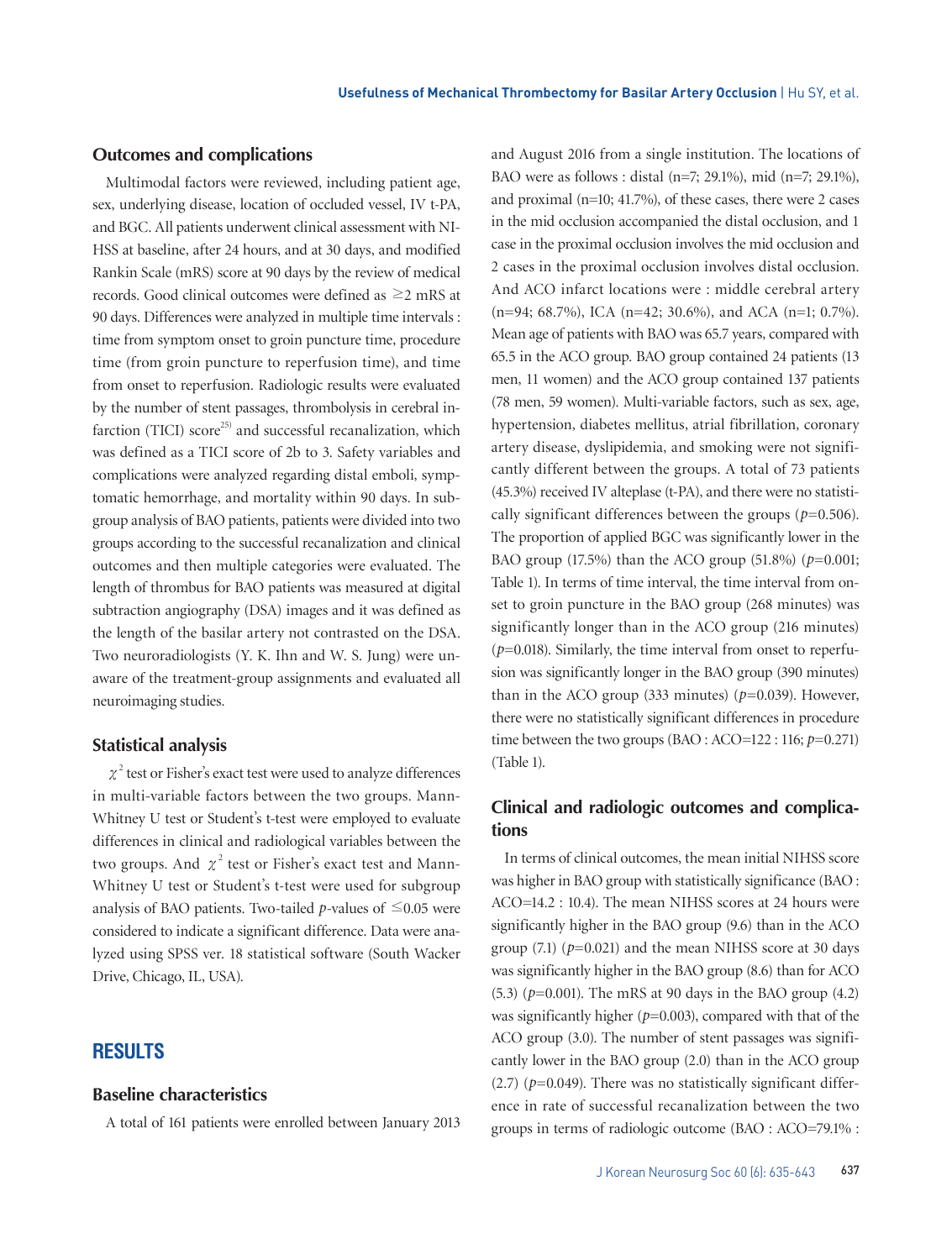### Outcomes and complications

Multimodal factors were reviewed, including patient age, sex, underlying disease, location of occluded vessel, IV t-PA, and BGC. All patients underwent clinical assessment with NIHSS at baseline, after 24 hours, and at 30 days, and modified Rankin Scale (mRS) score at 90 days by the review of medical records. Good clinical outcomes were defined as ≥2 mRS at 90 days. Differences were analyzed in multiple time intervals : time from symptom onset to groin puncture time, procedure time (from groin puncture to reperfusion time), and time from onset to reperfusion. Radiologic results were evaluated by the number of stent passages, thrombolysis in cerebral infarction (TICI) score[25] and successful recanalization, which was defined as a TICI score of 2b to 3. Safety variables and complications were analyzed regarding distal emboli, symptomatic hemorrhage, and mortality within 90 days. In subgroup analysis of BAO patients, patients were divided into two groups according to the successful recanalization and clinical outcomes and then multiple categories were evaluated. The length of thrombus for BAO patients was measured at digital subtraction angiography (DSA) images and it was defined as the length of the basilar artery not contrasted on the DSA. Two neuroradiologists (Y. K. Ihn and W. S. Jung) were unaware of the treatment-group assignments and evaluated all neuroimaging studies.

### Statistical analysis

$\chi^2$ test or Fisher's exact test were used to analyze differences in multi-variable factors between the two groups. Mann-Whitney U test or Student's t-test were employed to evaluate differences in clinical and radiological variables between the two groups. And $\chi^2$ test or Fisher's exact test and Mann-Whitney U test or Student's t-test were used for subgroup analysis of BAO patients. Two-tailed $p$-values of ≤0.05 were considered to indicate a significant difference. Data were analyzed using SPSS ver. 18 statistical software (South Wacker Drive, Chicago, IL, USA).

## RESULTS

### Baseline characteristics

A total of 161 patients were enrolled between January 2013 and August 2016 from a single institution. The locations of BAO were as follows : distal (n=7; 29.1%), mid (n=7; 29.1%), and proximal (n=10; 41.7%), of these cases, there were 2 cases in the mid occlusion accompanied the distal occlusion, and 1 case in the proximal occlusion involves the mid occlusion and 2 cases in the proximal occlusion involves distal occlusion. And ACO infarct locations were : middle cerebral artery (n=94; 68.7%), ICA (n=42; 30.6%), and ACA (n=1; 0.7%). Mean age of patients with BAO was 65.7 years, compared with 65.5 in the ACO group. BAO group contained 24 patients (13 men, 11 women) and the ACO group contained 137 patients (78 men, 59 women). Multi-variable factors, such as sex, age, hypertension, diabetes mellitus, atrial fibrillation, coronary artery disease, dyslipidemia, and smoking were not significantly different between the groups. A total of 73 patients (45.3%) received IV alteplase (t-PA), and there were no statistically significant differences between the groups ($p$=0.506). The proportion of applied BGC was significantly lower in the BAO group (17.5%) than the ACO group (51.8%) ($p$=0.001; Table 1). In terms of time interval, the time interval from onset to groin puncture in the BAO group (268 minutes) was significantly longer than in the ACO group (216 minutes) ($p$=0.018). Similarly, the time interval from onset to reperfusion was significantly longer in the BAO group (390 minutes) than in the ACO group (333 minutes) ($p$=0.039). However, there were no statistically significant differences in procedure time between the two groups (BAO : ACO=122 : 116; $p$=0.271) (Table 1).

### Clinical and radiologic outcomes and complications

In terms of clinical outcomes, the mean initial NIHSS score was higher in BAO group with statistically significance (BAO : ACO=14.2 : 10.4). The mean NIHSS scores at 24 hours were significantly higher in the BAO group (9.6) than in the ACO group (7.1) ($p$=0.021) and the mean NIHSS score at 30 days was significantly higher in the BAO group (8.6) than for ACO (5.3) ($p$=0.001). The mRS at 90 days in the BAO group (4.2) was significantly higher ($p$=0.003), compared with that of the ACO group (3.0). The number of stent passages was significantly lower in the BAO group (2.0) than in the ACO group (2.7) ($p$=0.049). There was no statistically significant difference in rate of successful recanalization between the two groups in terms of radiologic outcome (BAO : ACO=79.1% :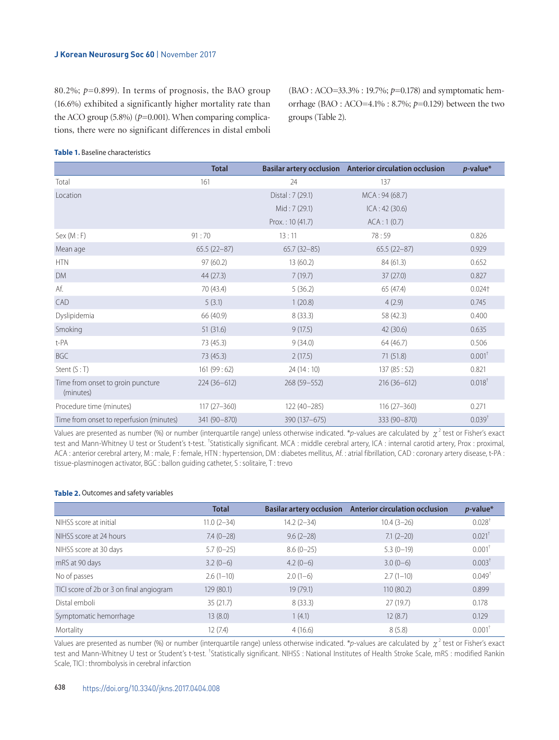80.2%; $p$=0.899). In terms of prognosis, the BAO group (16.6%) exhibited a significantly higher mortality rate than the ACO group (5.8%) ($p$=0.001). When comparing complications, there were no significant differences in distal emboli (BAO : ACO=33.3% : 19.7%; $p$=0.178) and symptomatic hemorrhage (BAO : ACO=4.1% : 8.7%; $p$=0.129) between the two groups (Table 2).

**Table 1.** Baseline characteristics

| | Total | Basilar artery occlusion | Anterior circulation occlusion | $p$-value* |
|---|---|---|---|---|
| Total | 161 | 24 | 137 | |
| Location | | Distal : 7 (29.1) | MCA : 94 (68.7) | |
| | | Mid : 7 (29.1) | ICA : 42 (30.6) | |
| | | Prox. : 10 (41.7) | ACA : 1 (0.7) | |
| Sex (M : F) | 91 : 70 | 13 : 11 | 78 : 59 | 0.826 |
| Mean age | 65.5 (22–87) | 65.7 (32–85) | 65.5 (22–87) | 0.929 |
| HTN | 97 (60.2) | 13 (60.2) | 84 (61.3) | 0.652 |
| DM | 44 (27.3) | 7 (19.7) | 37 (27.0) | 0.827 |
| Af. | 70 (43.4) | 5 (36.2) | 65 (47.4) | 0.024† |
| CAD | 5 (3.1) | 1 (20.8) | 4 (2.9) | 0.745 |
| Dyslipidemia | 66 (40.9) | 8 (33.3) | 58 (42.3) | 0.400 |
| Smoking | 51 (31.6) | 9 (17.5) | 42 (30.6) | 0.635 |
| t-PA | 73 (45.3) | 9 (34.0) | 64 (46.7) | 0.506 |
| BGC | 73 (45.3) | 2 (17.5) | 71 (51.8) | 0.001† |
| Stent (S : T) | 161 (99 : 62) | 24 (14 : 10) | 137 (85 : 52) | 0.821 |
| Time from onset to groin puncture (minutes) | 224 (36–612) | 268 (59–552) | 216 (36–612) | 0.018† |
| Procedure time (minutes) | 117 (27–360) | 122 (40–285) | 116 (27–360) | 0.271 |
| Time from onset to reperfusion (minutes) | 341 (90–870) | 390 (137–675) | 333 (90–870) | 0.039† |

Values are presented as number (%) or number (interquartile range) unless otherwise indicated. *$p$-values are calculated by $\chi^2$ test or Fisher's exact test and Mann-Whitney U test or Student's t-test. †Statistically significant. MCA : middle cerebral artery, ICA : internal carotid artery, Prox : proximal, ACA : anterior cerebral artery, M : male, F : female, HTN : hypertension, DM : diabetes mellitus, Af. : atrial fibrillation, CAD : coronary artery disease, t-PA : tissue-plasminogen activator, BGC : ballon guiding catheter, S : solitaire, T : trevo

**Table 2.** Outcomes and safety variables

| | Total | Basilar artery occlusion | Anterior circulation occlusion | $p$-value* |
|---|---|---|---|---|
| NIHSS score at initial | 11.0 (2–34) | 14.2 (2–34) | 10.4 (3–26) | 0.028† |
| NIHSS score at 24 hours | 7.4 (0–28) | 9.6 (2–28) | 7.1 (2–20) | 0.021† |
| NIHSS score at 30 days | 5.7 (0–25) | 8.6 (0–25) | 5.3 (0–19) | 0.001† |
| mRS at 90 days | 3.2 (0–6) | 4.2 (0–6) | 3.0 (0–6) | 0.003† |
| No of passes | 2.6 (1–10) | 2.0 (1–6) | 2.7 (1–10) | 0.049† |
| TICI score of 2b or 3 on final angiogram | 129 (80.1) | 19 (79.1) | 110 (80.2) | 0.899 |
| Distal emboli | 35 (21.7) | 8 (33.3) | 27 (19.7) | 0.178 |
| Symptomatic hemorrhage | 13 (8.0) | 1 (4.1) | 12 (8.7) | 0.129 |
| Mortality | 12 (7.4) | 4 (16.6) | 8 (5.8) | 0.001† |

Values are presented as number (%) or number (interquartile range) unless otherwise indicated. *$p$-values are calculated by $\chi^2$ test or Fisher's exact test and Mann-Whitney U test or Student's t-test. †Statistically significant. NIHSS : National Institutes of Health Stroke Scale, mRS : modified Rankin Scale, TICI : thrombolysis in cerebral infarction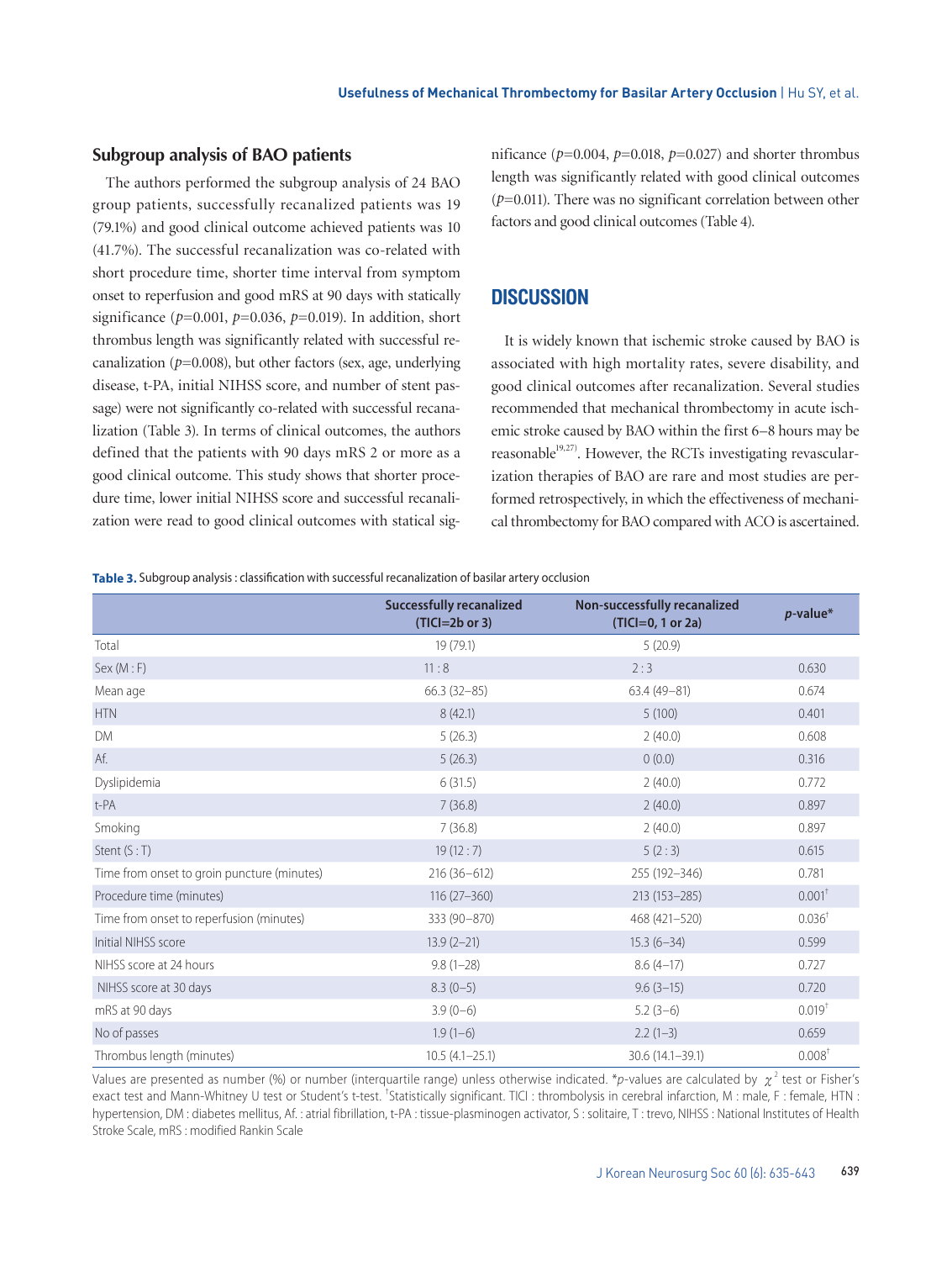## Subgroup analysis of BAO patients

The authors performed the subgroup analysis of 24 BAO group patients, successfully recanalized patients was 19 (79.1%) and good clinical outcome achieved patients was 10 (41.7%). The successful recanalization was co-related with short procedure time, shorter time interval from symptom onset to reperfusion and good mRS at 90 days with statically significance ($p$=0.001, $p$=0.036, $p$=0.019). In addition, short thrombus length was significantly related with successful recanalization ($p$=0.008), but other factors (sex, age, underlying disease, t-PA, initial NIHSS score, and number of stent passage) were not significantly co-related with successful recanalization (Table 3). In terms of clinical outcomes, the authors defined that the patients with 90 days mRS 2 or more as a good clinical outcome. This study shows that shorter procedure time, lower initial NIHSS score and successful recanalization were read to good clinical outcomes with statical significance ($p$=0.004, $p$=0.018, $p$=0.027) and shorter thrombus length was significantly related with good clinical outcomes ($p$=0.011). There was no significant correlation between other factors and good clinical outcomes (Table 4).

# DISCUSSION

It is widely known that ischemic stroke caused by BAO is associated with high mortality rates, severe disability, and good clinical outcomes after recanalization. Several studies recommended that mechanical thrombectomy in acute ischemic stroke caused by BAO within the first 6–8 hours may be reasonable[19,27]. However, the RCTs investigating revascularization therapies of BAO are rare and most studies are performed retrospectively, in which the effectiveness of mechanical thrombectomy for BAO compared with ACO is ascertained.

**Table 3.** Subgroup analysis : classification with successful recanalization of basilar artery occlusion

| | Successfully recanalized (TICI=2b or 3) | Non-successfully recanalized (TICI=0, 1 or 2a) | $p$-value* |
|---|---|---|---|
| Total | 19 (79.1) | 5 (20.9) | |
| Sex (M : F) | 11 : 8 | 2 : 3 | 0.630 |
| Mean age | 66.3 (32–85) | 63.4 (49–81) | 0.674 |
| HTN | 8 (42.1) | 5 (100) | 0.401 |
| DM | 5 (26.3) | 2 (40.0) | 0.608 |
| Af. | 5 (26.3) | 0 (0.0) | 0.316 |
| Dyslipidemia | 6 (31.5) | 2 (40.0) | 0.772 |
| t-PA | 7 (36.8) | 2 (40.0) | 0.897 |
| Smoking | 7 (36.8) | 2 (40.0) | 0.897 |
| Stent (S : T) | 19 (12 : 7) | 5 (2 : 3) | 0.615 |
| Time from onset to groin puncture (minutes) | 216 (36–612) | 255 (192–346) | 0.781 |
| Procedure time (minutes) | 116 (27–360) | 213 (153–285) | 0.001† |
| Time from onset to reperfusion (minutes) | 333 (90–870) | 468 (421–520) | 0.036† |
| Initial NIHSS score | 13.9 (2–21) | 15.3 (6–34) | 0.599 |
| NIHSS score at 24 hours | 9.8 (1–28) | 8.6 (4–17) | 0.727 |
| NIHSS score at 30 days | 8.3 (0–5) | 9.6 (3–15) | 0.720 |
| mRS at 90 days | 3.9 (0–6) | 5.2 (3–6) | 0.019† |
| No of passes | 1.9 (1–6) | 2.2 (1–3) | 0.659 |
| Thrombus length (minutes) | 10.5 (4.1–25.1) | 30.6 (14.1–39.1) | 0.008† |

Values are presented as number (%) or number (interquartile range) unless otherwise indicated. *$p$-values are calculated by $\chi^2$ test or Fisher's exact test and Mann-Whitney U test or Student's t-test. †Statistically significant. TICI : thrombolysis in cerebral infarction, M : male, F : female, HTN : hypertension, DM : diabetes mellitus, Af. : atrial fibrillation, t-PA : tissue-plasminogen activator, S : solitaire, T : trevo, NIHSS : National Institutes of Health Stroke Scale, mRS : modified Rankin Scale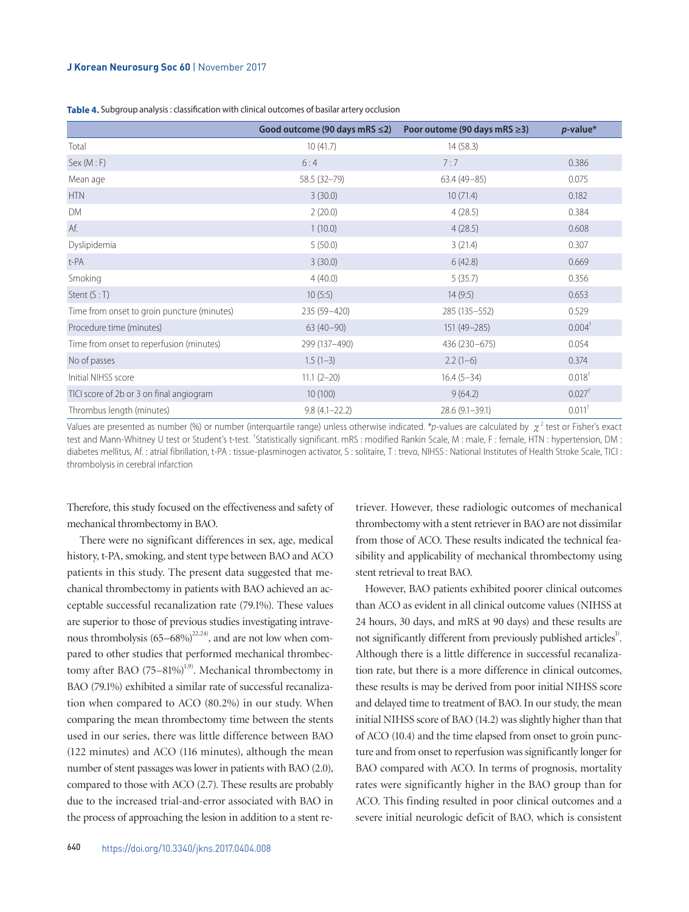**Table 4.** Subgroup analysis : classification with clinical outcomes of basilar artery occlusion

| | Good outcome (90 days mRS ≤2) | Poor outome (90 days mRS ≥3) | *p*-value* |
|---|---|---|---|
| Total | 10 (41.7) | 14 (58.3) | |
| Sex (M : F) | 6 : 4 | 7 : 7 | 0.386 |
| Mean age | 58.5 (32–79) | 63.4 (49–85) | 0.075 |
| HTN | 3 (30.0) | 10 (71.4) | 0.182 |
| DM | 2 (20.0) | 4 (28.5) | 0.384 |
| Af. | 1 (10.0) | 4 (28.5) | 0.608 |
| Dyslipidemia | 5 (50.0) | 3 (21.4) | 0.307 |
| t-PA | 3 (30.0) | 6 (42.8) | 0.669 |
| Smoking | 4 (40.0) | 5 (35.7) | 0.356 |
| Stent (S : T) | 10 (5:5) | 14 (9:5) | 0.653 |
| Time from onset to groin puncture (minutes) | 235 (59–420) | 285 (135–552) | 0.529 |
| Procedure time (minutes) | 63 (40–90) | 151 (49–285) | 0.004† |
| Time from onset to reperfusion (minutes) | 299 (137–490) | 436 (230–675) | 0.054 |
| No of passes | 1.5 (1–3) | 2.2 (1–6) | 0.374 |
| Initial NIHSS score | 11.1 (2–20) | 16.4 (5–34) | 0.018† |
| TICI score of 2b or 3 on final angiogram | 10 (100) | 9 (64.2) | 0.027† |
| Thrombus length (minutes) | 9.8 (4.1–22.2) | 28.6 (9.1–39.1) | 0.011† |

Values are presented as number (%) or number (interquartile range) unless otherwise indicated. **p*-values are calculated by $\chi^2$ test or Fisher's exact test and Mann-Whitney U test or Student's t-test. †Statistically significant. mRS : modified Rankin Scale, M : male, F : female, HTN : hypertension, DM : diabetes mellitus, Af. : atrial fibrillation, t-PA : tissue-plasminogen activator, S : solitaire, T : trevo, NIHSS : National Institutes of Health Stroke Scale, TICI : thrombolysis in cerebral infarction

Therefore, this study focused on the effectiveness and safety of mechanical thrombectomy in BAO.

There were no significant differences in sex, age, medical history, t-PA, smoking, and stent type between BAO and ACO patients in this study. The present data suggested that mechanical thrombectomy in patients with BAO achieved an acceptable successful recanalization rate (79.1%). These values are superior to those of previous studies investigating intravenous thrombolysis (65–68%)[22,24], and are not low when compared to other studies that performed mechanical thrombectomy after BAO (75–81%)[1,9]. Mechanical thrombectomy in BAO (79.1%) exhibited a similar rate of successful recanalization when compared to ACO (80.2%) in our study. When comparing the mean thrombectomy time between the stents used in our series, there was little difference between BAO (122 minutes) and ACO (116 minutes), although the mean number of stent passages was lower in patients with BAO (2.0), compared to those with ACO (2.7). These results are probably due to the increased trial-and-error associated with BAO in the process of approaching the lesion in addition to a stent retriever. However, these radiologic outcomes of mechanical thrombectomy with a stent retriever in BAO are not dissimilar from those of ACO. These results indicated the technical feasibility and applicability of mechanical thrombectomy using stent retrieval to treat BAO.

However, BAO patients exhibited poorer clinical outcomes than ACO as evident in all clinical outcome values (NIHSS at 24 hours, 30 days, and mRS at 90 days) and these results are not significantly different from previously published articles[1]. Although there is a little difference in successful recanalization rate, but there is a more difference in clinical outcomes, these results is may be derived from poor initial NIHSS score and delayed time to treatment of BAO. In our study, the mean initial NIHSS score of BAO (14.2) was slightly higher than that of ACO (10.4) and the time elapsed from onset to groin puncture and from onset to reperfusion was significantly longer for BAO compared with ACO. In terms of prognosis, mortality rates were significantly higher in the BAO group than for ACO. This finding resulted in poor clinical outcomes and a severe initial neurologic deficit of BAO, which is consistent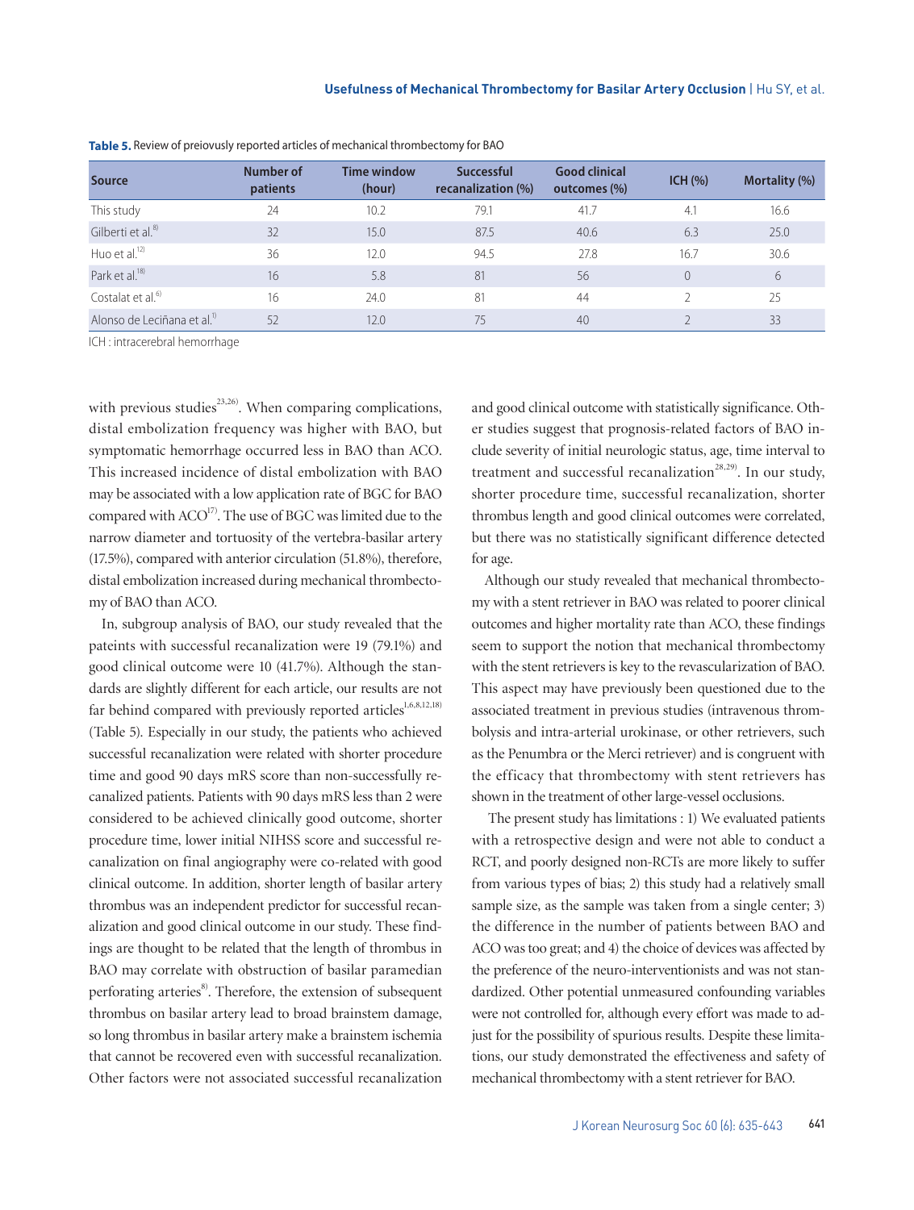**Table 5.** Review of preiovusly reported articles of mechanical thrombectomy for BAO

| Source | Number of patients | Time window (hour) | Successful recanalization (%) | Good clinical outcomes (%) | ICH (%) | Mortality (%) |
|---|---|---|---|---|---|---|
| This study | 24 | 10.2 | 79.1 | 41.7 | 4.1 | 16.6 |
| Gilberti et al.[8] | 32 | 15.0 | 87.5 | 40.6 | 6.3 | 25.0 |
| Huo et al.[12] | 36 | 12.0 | 94.5 | 27.8 | 16.7 | 30.6 |
| Park et al.[18] | 16 | 5.8 | 81 | 56 | 0 | 6 |
| Costalat et al.[6] | 16 | 24.0 | 81 | 44 | 2 | 25 |
| Alonso de Leciñana et al.[1] | 52 | 12.0 | 75 | 40 | 2 | 33 |

ICH : intracerebral hemorrhage

with previous studies[23,26]. When comparing complications, distal embolization frequency was higher with BAO, but symptomatic hemorrhage occurred less in BAO than ACO. This increased incidence of distal embolization with BAO may be associated with a low application rate of BGC for BAO compared with ACO[17]. The use of BGC was limited due to the narrow diameter and tortuosity of the vertebra-basilar artery (17.5%), compared with anterior circulation (51.8%), therefore, distal embolization increased during mechanical thrombectomy of BAO than ACO.

In, subgroup analysis of BAO, our study revealed that the pateints with successful recanalization were 19 (79.1%) and good clinical outcome were 10 (41.7%). Although the standards are slightly different for each article, our results are not far behind compared with previously reported articles[1,6,8,12,18] (Table 5). Especially in our study, the patients who achieved successful recanalization were related with shorter procedure time and good 90 days mRS score than non-successfully recanalized patients. Patients with 90 days mRS less than 2 were considered to be achieved clinically good outcome, shorter procedure time, lower initial NIHSS score and successful recanalization on final angiography were co-related with good clinical outcome. In addition, shorter length of basilar artery thrombus was an independent predictor for successful recanalization and good clinical outcome in our study. These findings are thought to be related that the length of thrombus in BAO may correlate with obstruction of basilar paramedian perforating arteries[8]. Therefore, the extension of subsequent thrombus on basilar artery lead to broad brainstem damage, so long thrombus in basilar artery make a brainstem ischemia that cannot be recovered even with successful recanalization. Other factors were not associated successful recanalization and good clinical outcome with statistically significance. Other studies suggest that prognosis-related factors of BAO include severity of initial neurologic status, age, time interval to treatment and successful recanalization[28,29]. In our study, shorter procedure time, successful recanalization, shorter thrombus length and good clinical outcomes were correlated, but there was no statistically significant difference detected for age.

Although our study revealed that mechanical thrombectomy with a stent retriever in BAO was related to poorer clinical outcomes and higher mortality rate than ACO, these findings seem to support the notion that mechanical thrombectomy with the stent retrievers is key to the revascularization of BAO. This aspect may have previously been questioned due to the associated treatment in previous studies (intravenous thrombolysis and intra-arterial urokinase, or other retrievers, such as the Penumbra or the Merci retriever) and is congruent with the efficacy that thrombectomy with stent retrievers has shown in the treatment of other large-vessel occlusions.

The present study has limitations : 1) We evaluated patients with a retrospective design and were not able to conduct a RCT, and poorly designed non-RCTs are more likely to suffer from various types of bias; 2) this study had a relatively small sample size, as the sample was taken from a single center; 3) the difference in the number of patients between BAO and ACO was too great; and 4) the choice of devices was affected by the preference of the neuro-interventionists and was not standardized. Other potential unmeasured confounding variables were not controlled for, although every effort was made to adjust for the possibility of spurious results. Despite these limitations, our study demonstrated the effectiveness and safety of mechanical thrombectomy with a stent retriever for BAO.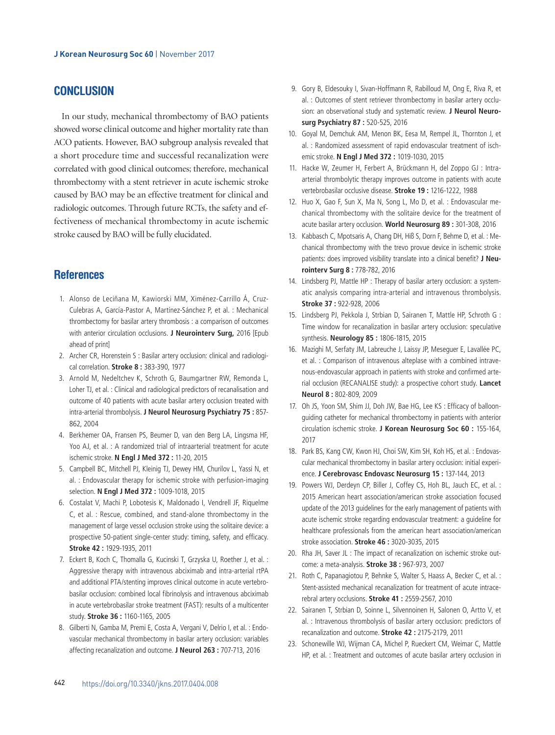## CONCLUSION

In our study, mechanical thrombectomy of BAO patients showed worse clinical outcome and higher mortality rate than ACO patients. However, BAO subgroup analysis revealed that a short procedure time and successful recanalization were correlated with good clinical outcomes; therefore, mechanical thrombectomy with a stent retriever in acute ischemic stroke caused by BAO may be an effective treatment for clinical and radiologic outcomes. Through future RCTs, the safety and effectiveness of mechanical thrombectomy in acute ischemic stroke caused by BAO will be fully elucidated.

## References

1. Alonso de Leciñana M, Kawiorski MM, Ximénez-Carrillo Á, Cruz-Culebras A, García-Pastor A, Martínez-Sánchez P, et al. : Mechanical thrombectomy for basilar artery thrombosis : a comparison of outcomes with anterior circulation occlusions. **J Neurointerv Surg,** 2016 [Epub ahead of print]
2. Archer CR, Horenstein S : Basilar artery occlusion: clinical and radiological correlation. **Stroke 8 :** 383-390, 1977
3. Arnold M, Nedeltchev K, Schroth G, Baumgartner RW, Remonda L, Loher TJ, et al. : Clinical and radiological predictors of recanalisation and outcome of 40 patients with acute basilar artery occlusion treated with intra-arterial thrombolysis. **J Neurol Neurosurg Psychiatry 75 :** 857-862, 2004
4. Berkhemer OA, Fransen PS, Beumer D, van den Berg LA, Lingsma HF, Yoo AJ, et al. : A randomized trial of intraarterial treatment for acute ischemic stroke. **N Engl J Med 372 :** 11-20, 2015
5. Campbell BC, Mitchell PJ, Kleinig TJ, Dewey HM, Churilov L, Yassi N, et al. : Endovascular therapy for ischemic stroke with perfusion-imaging selection. **N Engl J Med 372 :** 1009-1018, 2015
6. Costalat V, Machi P, Lobotesis K, Maldonado I, Vendrell JF, Riquelme C, et al. : Rescue, combined, and stand-alone thrombectomy in the management of large vessel occlusion stroke using the solitaire device: a prospective 50-patient single-center study: timing, safety, and efficacy. **Stroke 42 :** 1929-1935, 2011
7. Eckert B, Koch C, Thomalla G, Kucinski T, Grzyska U, Roether J, et al. : Aggressive therapy with intravenous abciximab and intra-arterial rtPA and additional PTA/stenting improves clinical outcome in acute vertebrobasilar occlusion: combined local fibrinolysis and intravenous abciximab in acute vertebrobasilar stroke treatment (FAST): results of a multicenter study. **Stroke 36 :** 1160-1165, 2005
8. Gilberti N, Gamba M, Premi E, Costa A, Vergani V, Delrio I, et al. : Endovascular mechanical thrombectomy in basilar artery occlusion: variables affecting recanalization and outcome. **J Neurol 263 :** 707-713, 2016
9. Gory B, Eldesouky I, Sivan-Hoffmann R, Rabilloud M, Ong E, Riva R, et al. : Outcomes of stent retriever thrombectomy in basilar artery occlusion: an observational study and systematic review. **J Neurol Neurosurg Psychiatry 87 :** 520-525, 2016
10. Goyal M, Demchuk AM, Menon BK, Eesa M, Rempel JL, Thornton J, et al. : Randomized assessment of rapid endovascular treatment of ischemic stroke. **N Engl J Med 372 :** 1019-1030, 2015
11. Hacke W, Zeumer H, Ferbert A, Brückmann H, del Zoppo GJ : Intra-arterial thrombolytic therapy improves outcome in patients with acute vertebrobasilar occlusive disease. **Stroke 19 :** 1216-1222, 1988
12. Huo X, Gao F, Sun X, Ma N, Song L, Mo D, et al. : Endovascular mechanical thrombectomy with the solitaire device for the treatment of acute basilar artery occlusion. **World Neurosurg 89 :** 301-308, 2016
13. Kabbasch C, Mpotsaris A, Chang DH, Hiß S, Dorn F, Behme D, et al. : Mechanical thrombectomy with the trevo provue device in ischemic stroke patients: does improved visibility translate into a clinical benefit? **J Neurointerv Surg 8 :** 778-782, 2016
14. Lindsberg PJ, Mattle HP : Therapy of basilar artery occlusion: a systematic analysis comparing intra-arterial and intravenous thrombolysis. **Stroke 37 :** 922-928, 2006
15. Lindsberg PJ, Pekkola J, Strbian D, Sairanen T, Mattle HP, Schroth G : Time window for recanalization in basilar artery occlusion: speculative synthesis. **Neurology 85 :** 1806-1815, 2015
16. Mazighi M, Serfaty JM, Labreuche J, Laissy JP, Meseguer E, Lavallée PC, et al. : Comparison of intravenous alteplase with a combined intravenous-endovascular approach in patients with stroke and confirmed arterial occlusion (RECANALISE study): a prospective cohort study. **Lancet Neurol 8 :** 802-809, 2009
17. Oh JS, Yoon SM, Shim JJ, Doh JW, Bae HG, Lee KS : Efficacy of balloon-guiding catheter for mechanical thrombectomy in patients with anterior circulation ischemic stroke. **J Korean Neurosurg Soc 60 :** 155-164, 2017
18. Park BS, Kang CW, Kwon HJ, Choi SW, Kim SH, Koh HS, et al. : Endovascular mechanical thrombectomy in basilar artery occlusion: initial experience. **J Cerebrovasc Endovasc Neurosurg 15 :** 137-144, 2013
19. Powers WJ, Derdeyn CP, Biller J, Coffey CS, Hoh BL, Jauch EC, et al. : 2015 American heart association/american stroke association focused update of the 2013 guidelines for the early management of patients with acute ischemic stroke regarding endovascular treatment: a guideline for healthcare professionals from the american heart association/american stroke association. **Stroke 46 :** 3020-3035, 2015
20. Rha JH, Saver JL : The impact of recanalization on ischemic stroke outcome: a meta-analysis. **Stroke 38 :** 967-973, 2007
21. Roth C, Papanagiotou P, Behnke S, Walter S, Haass A, Becker C, et al. : Stent-assisted mechanical recanalization for treatment of acute intracerebral artery occlusions. **Stroke 41 :** 2559-2567, 2010
22. Sairanen T, Strbian D, Soinne L, Silvennoinen H, Salonen O, Artto V, et al. : Intravenous thrombolysis of basilar artery occlusion: predictors of recanalization and outcome. **Stroke 42 :** 2175-2179, 2011
23. Schonewille WJ, Wijman CA, Michel P, Rueckert CM, Weimar C, Mattle HP, et al. : Treatment and outcomes of acute basilar artery occlusion in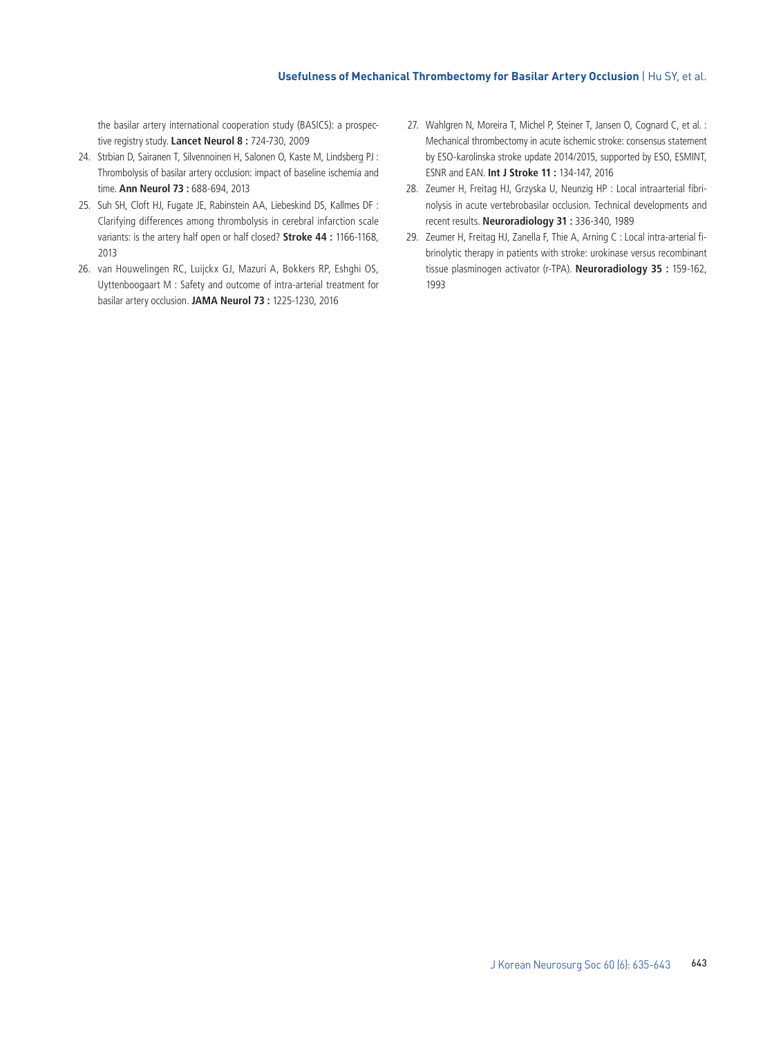the basilar artery international cooperation study (BASICS): a prospective registry study. **Lancet Neurol 8 :** 724-730, 2009

24. Strbian D, Sairanen T, Silvennoinen H, Salonen O, Kaste M, Lindsberg PJ : Thrombolysis of basilar artery occlusion: impact of baseline ischemia and time. **Ann Neurol 73 :** 688-694, 2013
25. Suh SH, Cloft HJ, Fugate JE, Rabinstein AA, Liebeskind DS, Kallmes DF : Clarifying differences among thrombolysis in cerebral infarction scale variants: is the artery half open or half closed? **Stroke 44 :** 1166-1168, 2013
26. van Houwelingen RC, Luijckx GJ, Mazuri A, Bokkers RP, Eshghi OS, Uyttenboogaart M : Safety and outcome of intra-arterial treatment for basilar artery occlusion. **JAMA Neurol 73 :** 1225-1230, 2016
27. Wahlgren N, Moreira T, Michel P, Steiner T, Jansen O, Cognard C, et al. : Mechanical thrombectomy in acute ischemic stroke: consensus statement by ESO-karolinska stroke update 2014/2015, supported by ESO, ESMINT, ESNR and EAN. **Int J Stroke 11 :** 134-147, 2016
28. Zeumer H, Freitag HJ, Grzyska U, Neunzig HP : Local intraarterial fibrinolysis in acute vertebrobasilar occlusion. Technical developments and recent results. **Neuroradiology 31 :** 336-340, 1989
29. Zeumer H, Freitag HJ, Zanella F, Thie A, Arning C : Local intra-arterial fibrinolytic therapy in patients with stroke: urokinase versus recombinant tissue plasminogen activator (r-TPA). **Neuroradiology 35 :** 159-162, 1993